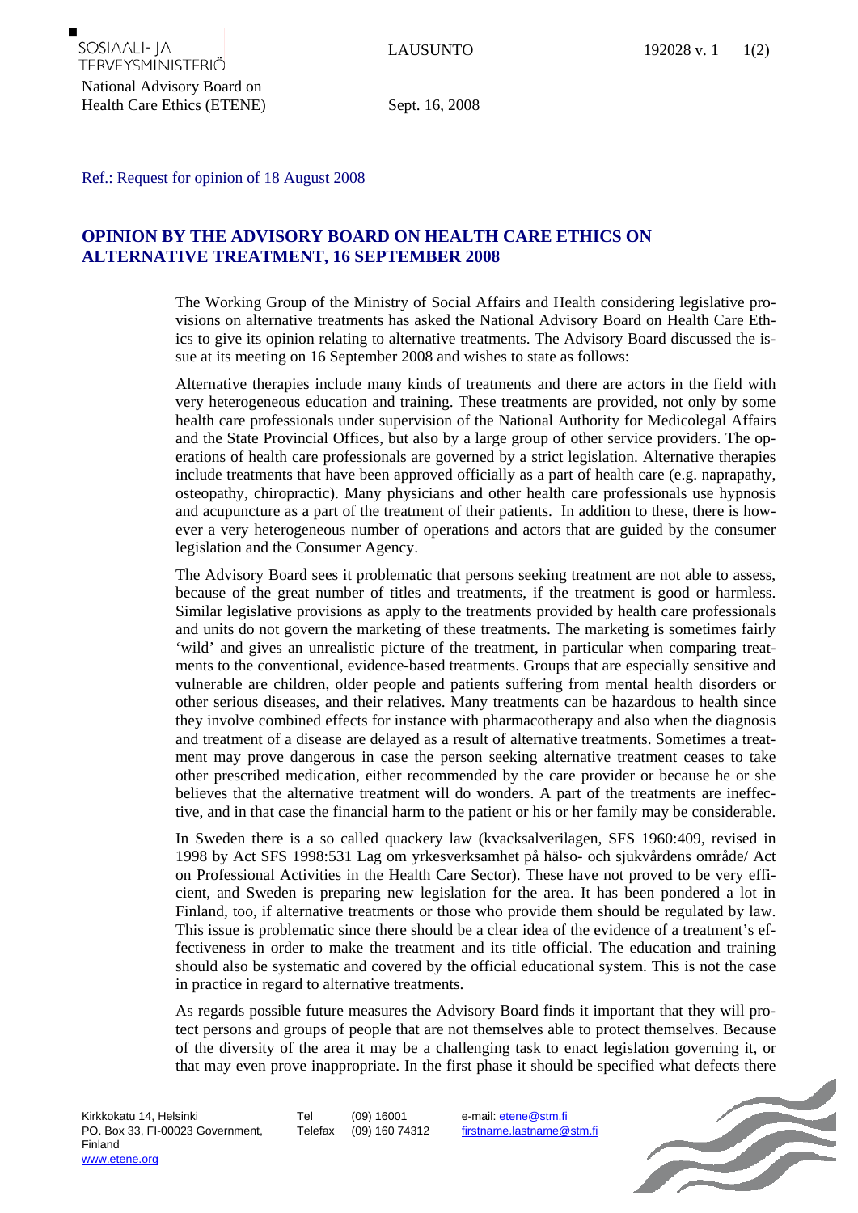SOSIAALI- JA TERVEYSMINISTERIÖ

LAUSUNTO 192028 v. 1

National Advisory Board on Health Care Ethics (ETENE)

Sept. 16, 2008

Ref.: Request for opinion of 18 August 2008

## OPINION BY THE ADVISORY BOARD ON HEALTH CARE ETHICS ON ALTERNATIVE TREATMENT, 16 SEPTEMBER 2008

The Working Group of the Ministry of Social Affairs and Health considering legislative provisions on alternative treatments has asked the National Advisory Board on Health Care Ethics to give its opinion relating to alternative treatments. The Advisory Board discussed the issue at its meeting on 16 September 2008 and wishes to state as follows:

Alternative therapies include many kinds of treatments and there are actors in the field with very heterogeneous education and training. These treatments are provided, not only by some health care professionals under supervision of the National Authority for Medicolegal Affairs and the State Provincial Offices, but also by a large group of other service providers. The operations of health care professionals are governed by a strict legislation. Alternative therapies include treatments that have been approved officially as a part of health care (e.g. naprapathy, osteopathy, chiropractic). Many physicians and other health care professionals use hypnosis and acupuncture as a part of the treatment of their patients. In addition to these, there is however a very heterogeneous number of operations and actors that are guided by the consumer legislation and the Consumer Agency.

The Advisory Board sees it problematic that persons seeking treatment are not able to assess, because of the great number of titles and treatments, if the treatment is good or harmless. Similar legislative provisions as apply to the treatments provided by health care professionals and units do not govern the marketing of these treatments. The marketing is sometimes fairly 'wild' and gives an unrealistic picture of the treatment, in particular when comparing treatments to the conventional, evidence-based treatments. Groups that are especially sensitive and vulnerable are children, older people and patients suffering from mental health disorders or other serious diseases, and their relatives. Many treatments can be hazardous to health since they involve combined effects for instance with pharmacotherapy and also when the diagnosis and treatment of a disease are delayed as a result of alternative treatments. Sometimes a treatment may prove dangerous in case the person seeking alternative treatment ceases to take other prescribed medication, either recommended by the care provider or because he or she believes that the alternative treatment will do wonders. A part of the treatments are ineffective, and in that case the financial harm to the patient or his or her family may be considerable.

In Sweden there is a so called quackery law (kvacksalverilagen, SFS 1960:409, revised in 1998 by Act SFS 1998:531 Lag om yrkesverksamhet på hälso- och sjukvårdens område/ Act on Professional Activities in the Health Care Sector). These have not proved to be very efficient, and Sweden is preparing new legislation for the area. It has been pondered a lot in Finland, too, if alternative treatments or those who provide them should be regulated by law. This issue is problematic since there should be a clear idea of the evidence of a treatment's effectiveness in order to make the treatment and its title official. The education and training should also be systematic and covered by the official educational system. This is not the case in practice in regard to alternative treatments.

As regards possible future measures the Advisory Board finds it important that they will protect persons and groups of people that are not themselves able to protect themselves. Because of the diversity of the area it may be a challenging task to enact legislation governing it, or that may even prove inappropriate. In the first phase it should be specified what defects there

Kirkkokatu 14, Helsinki
PO. Box 33, FI-00023 Government, Finland
www.etene.org

Tel (09) 16001
Telefax (09) 160 74312

e-mail: etene@stm.fi
firstname.lastname@stm.fi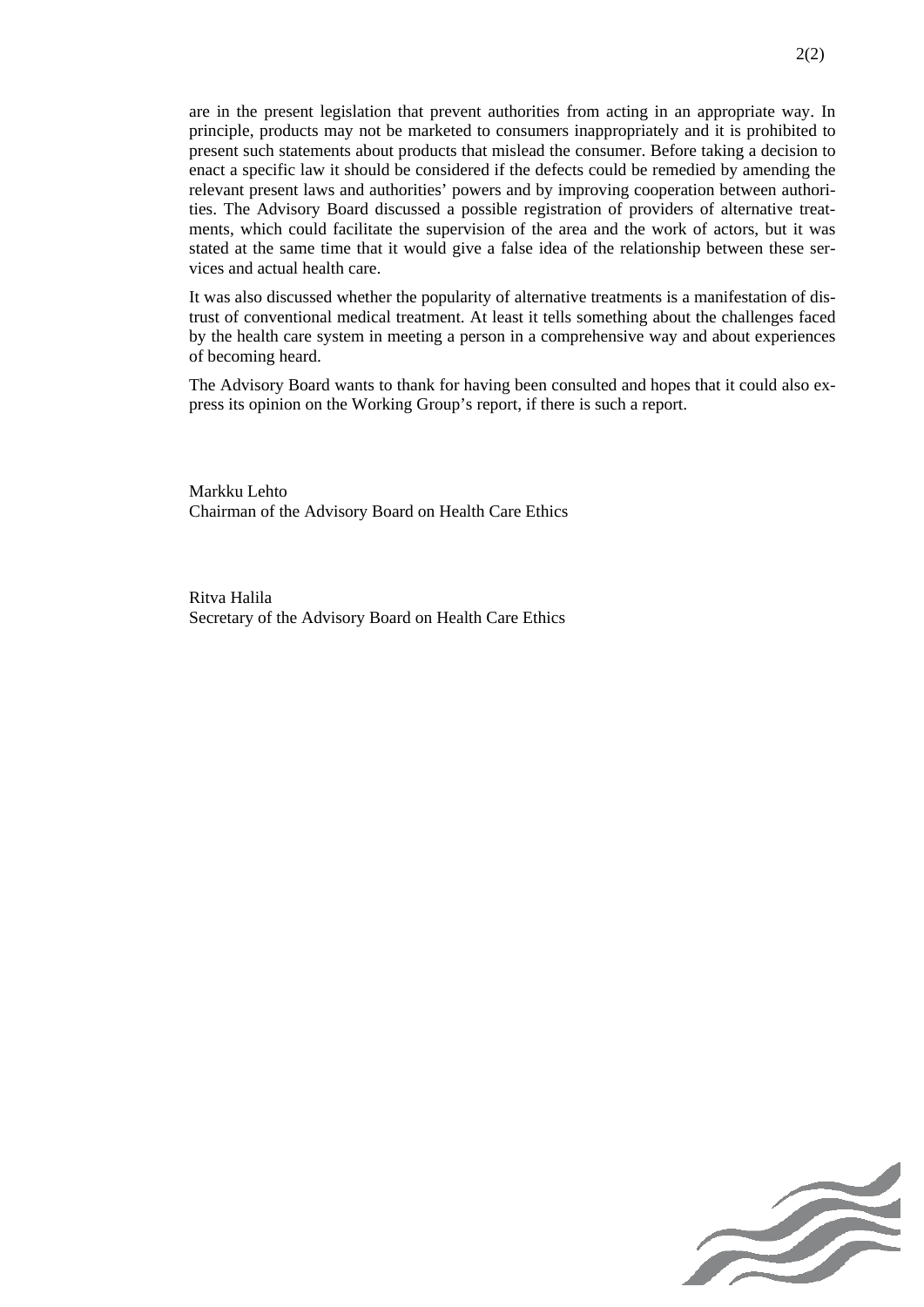are in the present legislation that prevent authorities from acting in an appropriate way. In principle, products may not be marketed to consumers inappropriately and it is prohibited to present such statements about products that mislead the consumer. Before taking a decision to enact a specific law it should be considered if the defects could be remedied by amending the relevant present laws and authorities' powers and by improving cooperation between authorities. The Advisory Board discussed a possible registration of providers of alternative treatments, which could facilitate the supervision of the area and the work of actors, but it was stated at the same time that it would give a false idea of the relationship between these services and actual health care.

It was also discussed whether the popularity of alternative treatments is a manifestation of distrust of conventional medical treatment. At least it tells something about the challenges faced by the health care system in meeting a person in a comprehensive way and about experiences of becoming heard.

The Advisory Board wants to thank for having been consulted and hopes that it could also express its opinion on the Working Group's report, if there is such a report.

Markku Lehto
Chairman of the Advisory Board on Health Care Ethics

Ritva Halila
Secretary of the Advisory Board on Health Care Ethics